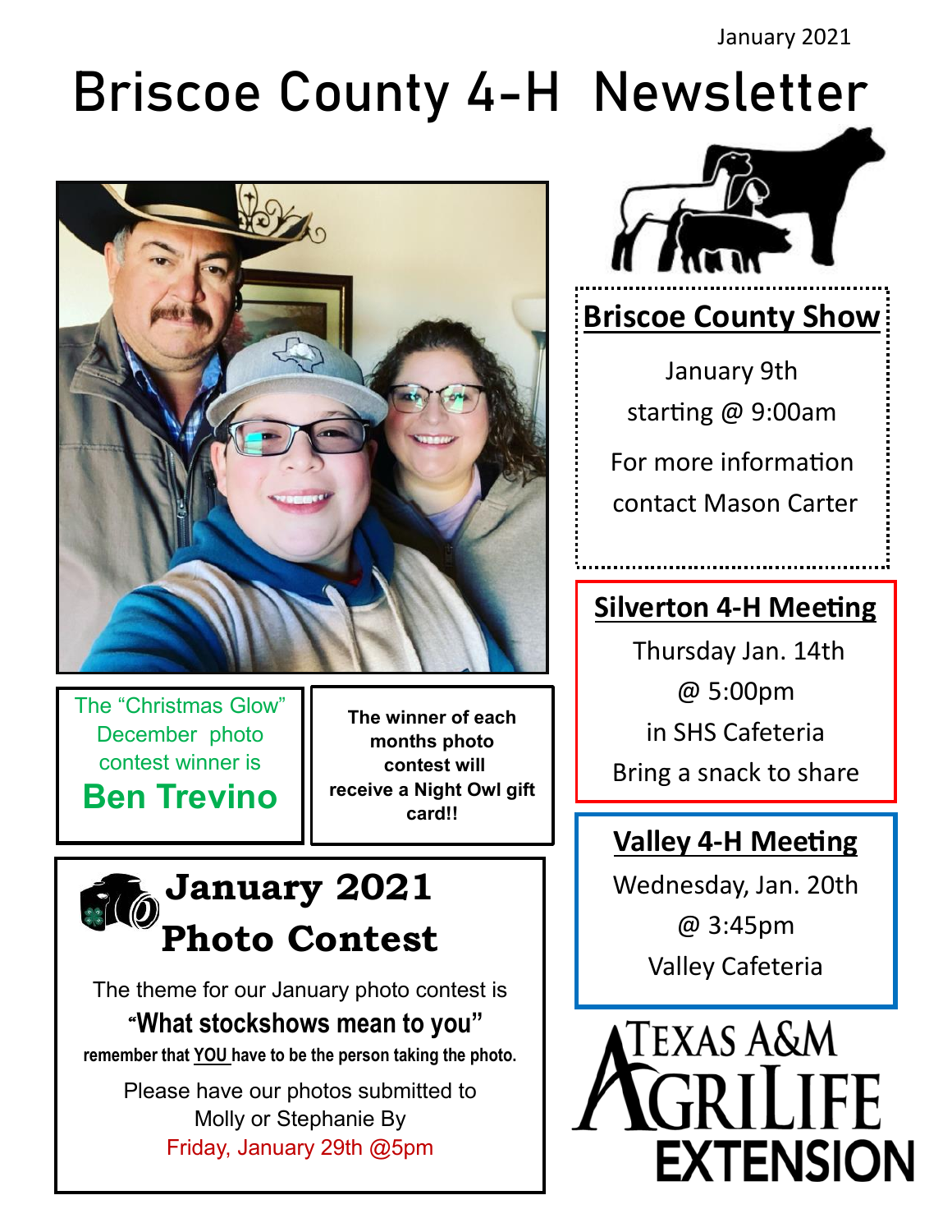January 2021

# Briscoe County 4-H Newsletter

The "Christmas Glow" December photo contest winner is

**Ben Trevino**

**The winner of each months photo contest will receive a Night Owl gift card!!**

## January 2021 Photo Contest

The theme for our January photo contest is

**"What stockshows mean to you"**

**remember that YOU have to be the person taking the photo.**

Please have our photos submitted to Molly or Stephanie By Friday, January 29th @5pm

## Briscoe County Show

January 9th

starting @ 9:00am

For more information contact Mason Carter

## Silverton 4-H Meeting

Thursday Jan. 14th

@ 5:00pm

in SHS Cafeteria

Bring a snack to share

## Valley 4-H Meeting

Wednesday, Jan. 20th

@ 3:45pm

Valley Cafeteria

Texas A&M AgriLife Extension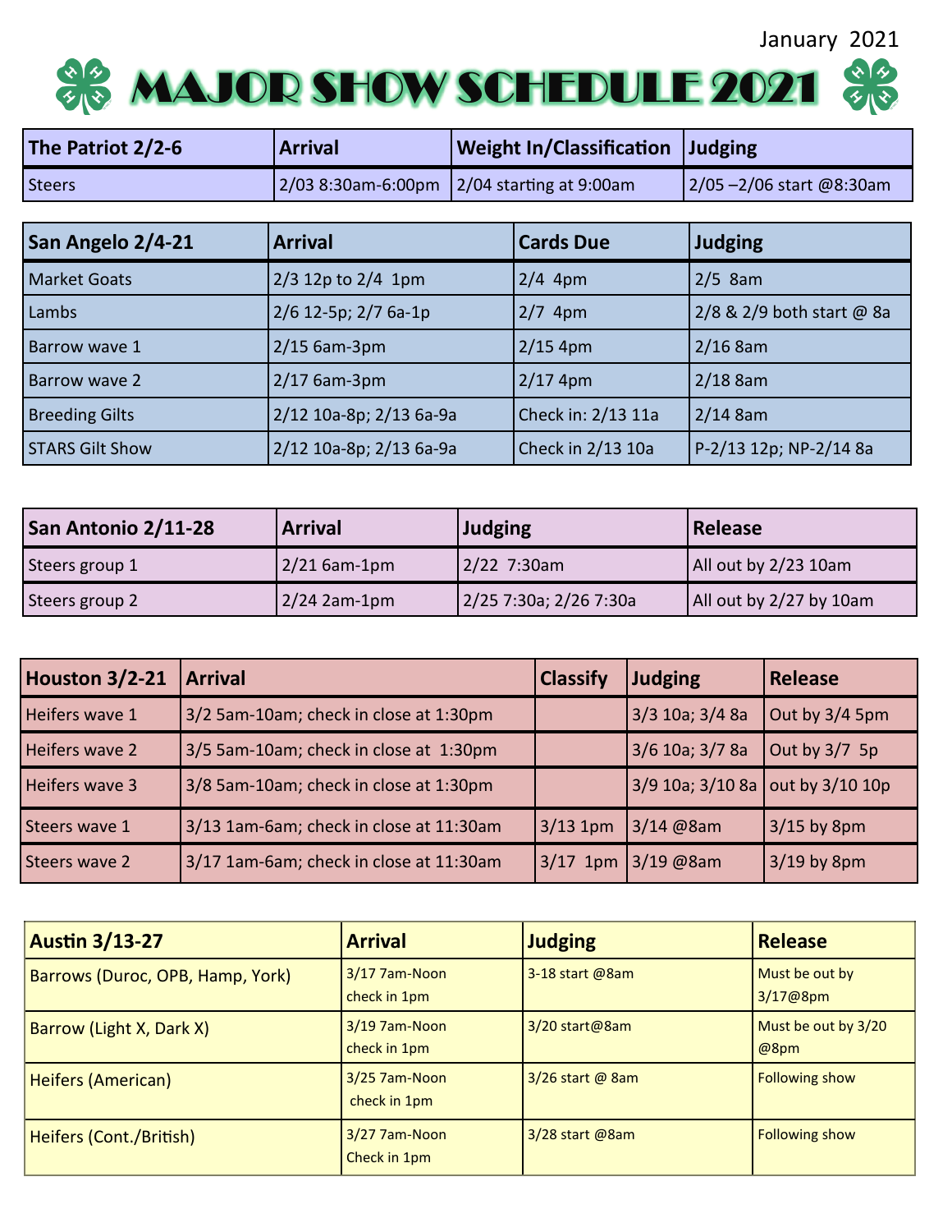January 2021

# MAJOR SHOW SCHEDULE 2021

| The Patriot 2/2-6 | Arrival | Weight In/Classification | Judging |
|---|---|---|---|
| Steers | 2/03 8:30am-6:00pm | 2/04 starting at 9:00am | 2/05 –2/06 start @8:30am |

| San Angelo 2/4-21 | Arrival | Cards Due | Judging |
|---|---|---|---|
| Market Goats | 2/3 12p to 2/4 1pm | 2/4 4pm | 2/5 8am |
| Lambs | 2/6 12-5p; 2/7 6a-1p | 2/7 4pm | 2/8 & 2/9 both start @ 8a |
| Barrow wave 1 | 2/15 6am-3pm | 2/15 4pm | 2/16 8am |
| Barrow wave 2 | 2/17 6am-3pm | 2/17 4pm | 2/18 8am |
| Breeding Gilts | 2/12 10a-8p; 2/13 6a-9a | Check in: 2/13 11a | 2/14 8am |
| STARS Gilt Show | 2/12 10a-8p; 2/13 6a-9a | Check in 2/13 10a | P-2/13 12p; NP-2/14 8a |

| San Antonio 2/11-28 | Arrival | Judging | Release |
|---|---|---|---|
| Steers group 1 | 2/21 6am-1pm | 2/22 7:30am | All out by 2/23 10am |
| Steers group 2 | 2/24 2am-1pm | 2/25 7:30a; 2/26 7:30a | All out by 2/27 by 10am |

| Houston 3/2-21 | Arrival | Classify | Judging | Release |
|---|---|---|---|---|
| Heifers wave 1 | 3/2 5am-10am; check in close at 1:30pm | | 3/3 10a; 3/4 8a | Out by 3/4 5pm |
| Heifers wave 2 | 3/5 5am-10am; check in close at 1:30pm | | 3/6 10a; 3/7 8a | Out by 3/7 5p |
| Heifers wave 3 | 3/8 5am-10am; check in close at 1:30pm | | 3/9 10a; 3/10 8a | out by 3/10 10p |
| Steers wave 1 | 3/13 1am-6am; check in close at 11:30am | 3/13 1pm | 3/14 @8am | 3/15 by 8pm |
| Steers wave 2 | 3/17 1am-6am; check in close at 11:30am | 3/17 1pm | 3/19 @8am | 3/19 by 8pm |

| Austin 3/13-27 | Arrival | Judging | Release |
|---|---|---|---|
| Barrows (Duroc, OPB, Hamp, York) | 3/17 7am-Noon check in 1pm | 3-18 start @8am | Must be out by 3/17@8pm |
| Barrow (Light X, Dark X) | 3/19 7am-Noon check in 1pm | 3/20 start@8am | Must be out by 3/20 @8pm |
| Heifers (American) | 3/25 7am-Noon check in 1pm | 3/26 start @ 8am | Following show |
| Heifers (Cont./British) | 3/27 7am-Noon Check in 1pm | 3/28 start @8am | Following show |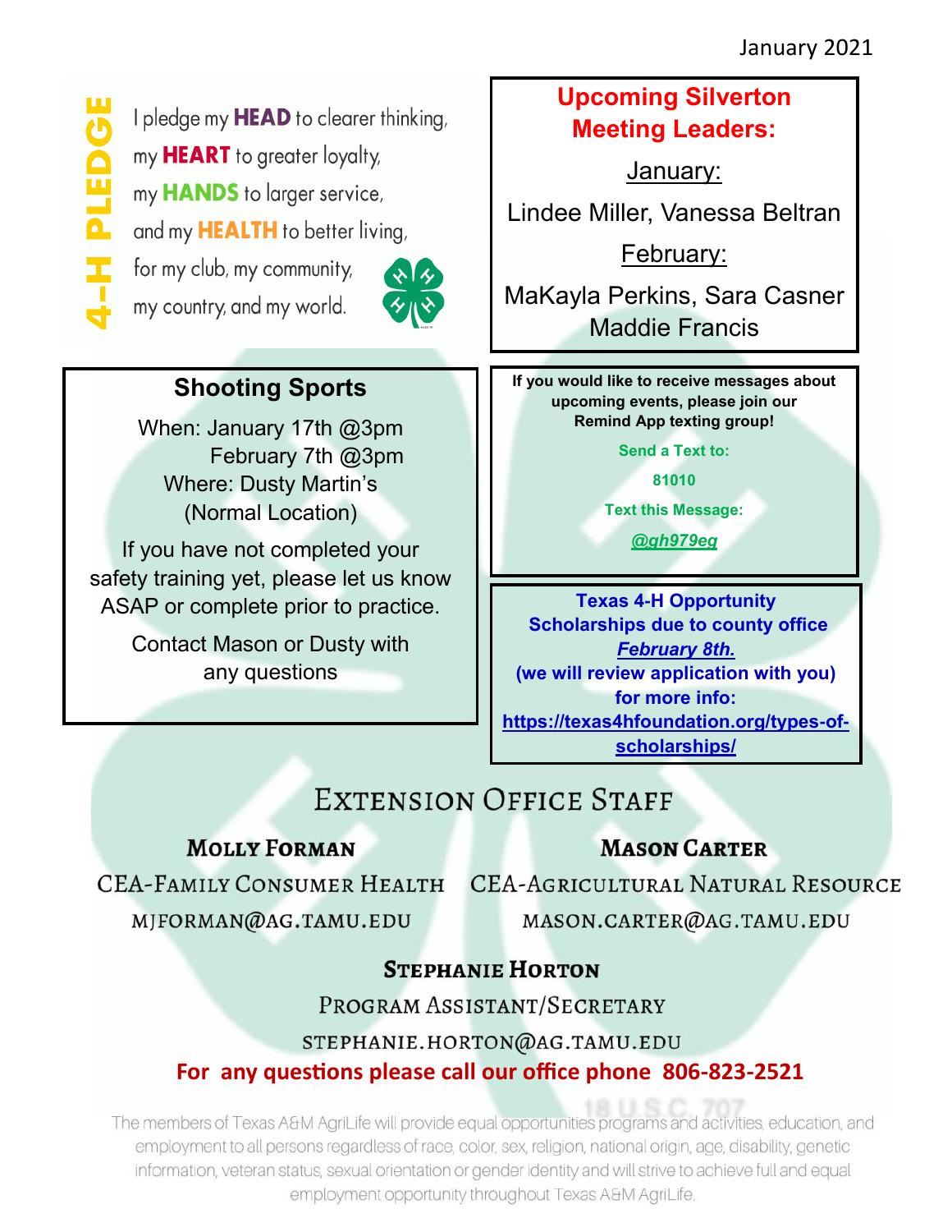January 2021

**4-H PLEDGE**

I pledge my **HEAD** to clearer thinking,
my **HEART** to greater loyalty,
my **HANDS** to larger service,
and my **HEALTH** to better living,
for my club, my community,
my country, and my world.

## Upcoming Silverton Meeting Leaders:

January:

Lindee Miller, Vanessa Beltran

February:

MaKayla Perkins, Sara Casner
Maddie Francis

## Shooting Sports

When: January 17th @3pm
February 7th @3pm
Where: Dusty Martin's
(Normal Location)

If you have not completed your safety training yet, please let us know ASAP or complete prior to practice.

Contact Mason or Dusty with any questions

**If you would like to receive messages about upcoming events, please join our Remind App texting group!**

**Send a Text to:**

**81010**

**Text this Message:**

***@gh979eg***

**Texas 4-H Opportunity Scholarships due to county office *February 8th.***
**(we will review application with you)**
**for more info:**
**https://texas4hfoundation.org/types-of-scholarships/**

## Extension Office Staff

**Molly Forman**
CEA-Family Consumer Health
MJFORMAN@AG.TAMU.EDU

**Mason Carter**
CEA-Agricultural Natural Resource
MASON.CARTER@AG.TAMU.EDU

**Stephanie Horton**
Program Assistant/Secretary
STEPHANIE.HORTON@AG.TAMU.EDU

**For any questions please call our office phone 806-823-2521**

The members of Texas A&M AgriLife will provide equal opportunities programs and activities, education, and employment to all persons regardless of race, color, sex, religion, national origin, age, disability, genetic information, veteran status, sexual orientation or gender identity and will strive to achieve full and equal employment opportunity throughout Texas A&M AgriLife.